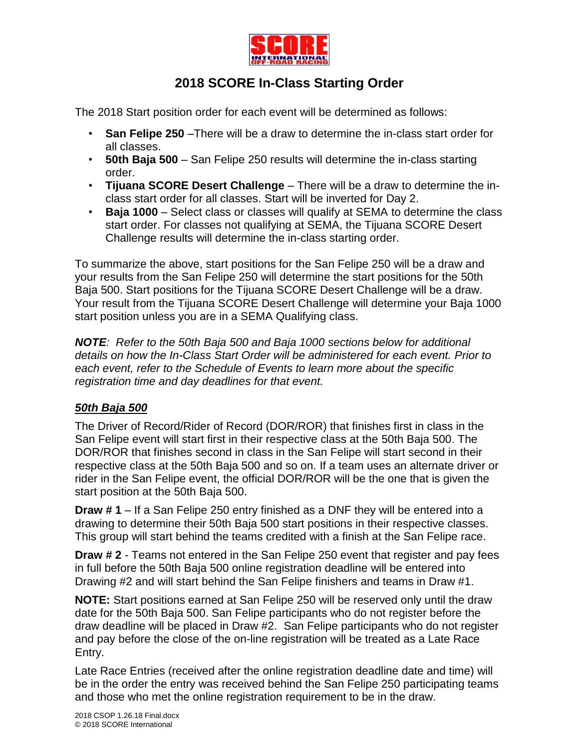# 2018 SCORE In-Class Starting Order

The 2018 Start position order for each event will be determined as follows:

- **San Felipe 250** –There will be a draw to determine the in-class start order for all classes.
- **50th Baja 500** – San Felipe 250 results will determine the in-class starting order.
- **Tijuana SCORE Desert Challenge** – There will be a draw to determine the in-class start order for all classes. Start will be inverted for Day 2.
- **Baja 1000** – Select class or classes will qualify at SEMA to determine the class start order. For classes not qualifying at SEMA, the Tijuana SCORE Desert Challenge results will determine the in-class starting order.

To summarize the above, start positions for the San Felipe 250 will be a draw and your results from the San Felipe 250 will determine the start positions for the 50th Baja 500. Start positions for the Tijuana SCORE Desert Challenge will be a draw. Your result from the Tijuana SCORE Desert Challenge will determine your Baja 1000 start position unless you are in a SEMA Qualifying class.

***NOTE**: Refer to the 50th Baja 500 and Baja 1000 sections below for additional details on how the In-Class Start Order will be administered for each event. Prior to each event, refer to the Schedule of Events to learn more about the specific registration time and day deadlines for that event.*

## ***50th Baja 500***

The Driver of Record/Rider of Record (DOR/ROR) that finishes first in class in the San Felipe event will start first in their respective class at the 50th Baja 500. The DOR/ROR that finishes second in class in the San Felipe will start second in their respective class at the 50th Baja 500 and so on. If a team uses an alternate driver or rider in the San Felipe event, the official DOR/ROR will be the one that is given the start position at the 50th Baja 500.

**Draw # 1** – If a San Felipe 250 entry finished as a DNF they will be entered into a drawing to determine their 50th Baja 500 start positions in their respective classes. This group will start behind the teams credited with a finish at the San Felipe race.

**Draw # 2** - Teams not entered in the San Felipe 250 event that register and pay fees in full before the 50th Baja 500 online registration deadline will be entered into Drawing #2 and will start behind the San Felipe finishers and teams in Draw #1.

**NOTE:** Start positions earned at San Felipe 250 will be reserved only until the draw date for the 50th Baja 500. San Felipe participants who do not register before the draw deadline will be placed in Draw #2. San Felipe participants who do not register and pay before the close of the on-line registration will be treated as a Late Race Entry.

Late Race Entries (received after the online registration deadline date and time) will be in the order the entry was received behind the San Felipe 250 participating teams and those who met the online registration requirement to be in the draw.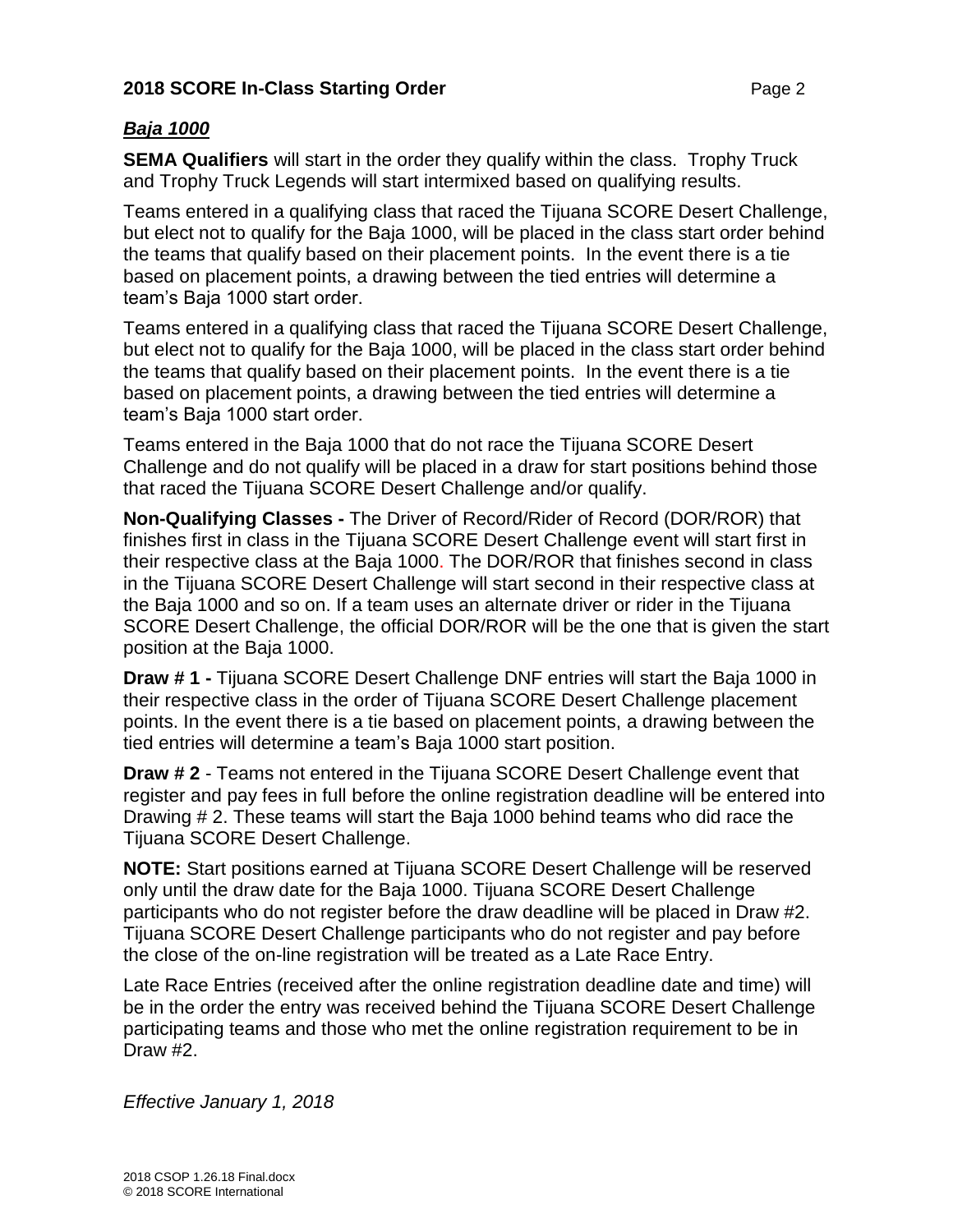***Baja 1000***

**SEMA Qualifiers** will start in the order they qualify within the class. Trophy Truck and Trophy Truck Legends will start intermixed based on qualifying results.

Teams entered in a qualifying class that raced the Tijuana SCORE Desert Challenge, but elect not to qualify for the Baja 1000, will be placed in the class start order behind the teams that qualify based on their placement points. In the event there is a tie based on placement points, a drawing between the tied entries will determine a team's Baja 1000 start order.

Teams entered in a qualifying class that raced the Tijuana SCORE Desert Challenge, but elect not to qualify for the Baja 1000, will be placed in the class start order behind the teams that qualify based on their placement points. In the event there is a tie based on placement points, a drawing between the tied entries will determine a team's Baja 1000 start order.

Teams entered in the Baja 1000 that do not race the Tijuana SCORE Desert Challenge and do not qualify will be placed in a draw for start positions behind those that raced the Tijuana SCORE Desert Challenge and/or qualify.

**Non-Qualifying Classes -** The Driver of Record/Rider of Record (DOR/ROR) that finishes first in class in the Tijuana SCORE Desert Challenge event will start first in their respective class at the Baja 1000. The DOR/ROR that finishes second in class in the Tijuana SCORE Desert Challenge will start second in their respective class at the Baja 1000 and so on. If a team uses an alternate driver or rider in the Tijuana SCORE Desert Challenge, the official DOR/ROR will be the one that is given the start position at the Baja 1000.

**Draw # 1 -** Tijuana SCORE Desert Challenge DNF entries will start the Baja 1000 in their respective class in the order of Tijuana SCORE Desert Challenge placement points. In the event there is a tie based on placement points, a drawing between the tied entries will determine a team's Baja 1000 start position.

**Draw # 2** - Teams not entered in the Tijuana SCORE Desert Challenge event that register and pay fees in full before the online registration deadline will be entered into Drawing # 2. These teams will start the Baja 1000 behind teams who did race the Tijuana SCORE Desert Challenge.

**NOTE:** Start positions earned at Tijuana SCORE Desert Challenge will be reserved only until the draw date for the Baja 1000. Tijuana SCORE Desert Challenge participants who do not register before the draw deadline will be placed in Draw #2. Tijuana SCORE Desert Challenge participants who do not register and pay before the close of the on-line registration will be treated as a Late Race Entry.

Late Race Entries (received after the online registration deadline date and time) will be in the order the entry was received behind the Tijuana SCORE Desert Challenge participating teams and those who met the online registration requirement to be in Draw #2.

*Effective January 1, 2018*